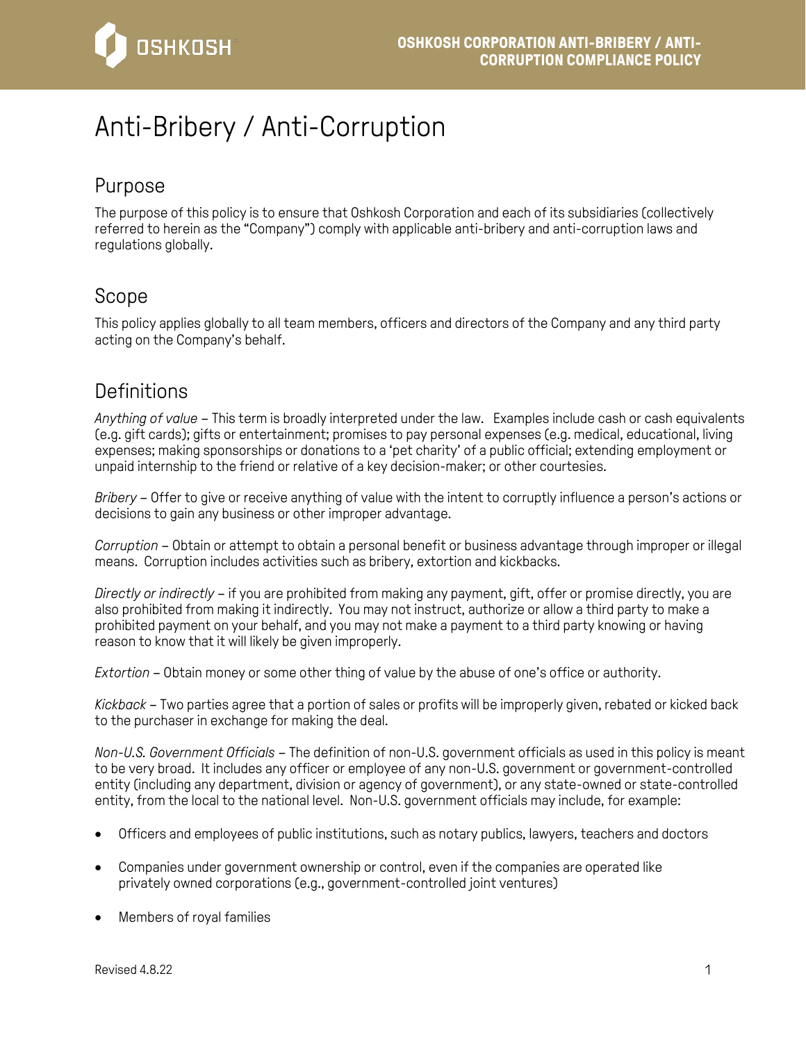# Anti-Bribery / Anti-Corruption

## Purpose

The purpose of this policy is to ensure that Oshkosh Corporation and each of its subsidiaries (collectively referred to herein as the "Company") comply with applicable anti-bribery and anti-corruption laws and regulations globally.

## Scope

This policy applies globally to all team members, officers and directors of the Company and any third party acting on the Company's behalf.

## Definitions

*Anything of value* – This term is broadly interpreted under the law. Examples include cash or cash equivalents (e.g. gift cards); gifts or entertainment; promises to pay personal expenses (e.g. medical, educational, living expenses; making sponsorships or donations to a 'pet charity' of a public official; extending employment or unpaid internship to the friend or relative of a key decision-maker; or other courtesies.

*Bribery* – Offer to give or receive anything of value with the intent to corruptly influence a person's actions or decisions to gain any business or other improper advantage.

*Corruption* – Obtain or attempt to obtain a personal benefit or business advantage through improper or illegal means. Corruption includes activities such as bribery, extortion and kickbacks.

*Directly or indirectly* – if you are prohibited from making any payment, gift, offer or promise directly, you are also prohibited from making it indirectly. You may not instruct, authorize or allow a third party to make a prohibited payment on your behalf, and you may not make a payment to a third party knowing or having reason to know that it will likely be given improperly.

*Extortion* – Obtain money or some other thing of value by the abuse of one's office or authority.

*Kickback* – Two parties agree that a portion of sales or profits will be improperly given, rebated or kicked back to the purchaser in exchange for making the deal.

*Non-U.S. Government Officials* – The definition of non-U.S. government officials as used in this policy is meant to be very broad. It includes any officer or employee of any non-U.S. government or government-controlled entity (including any department, division or agency of government), or any state-owned or state-controlled entity, from the local to the national level. Non-U.S. government officials may include, for example:

- Officers and employees of public institutions, such as notary publics, lawyers, teachers and doctors
- Companies under government ownership or control, even if the companies are operated like privately owned corporations (e.g., government-controlled joint ventures)
- Members of royal families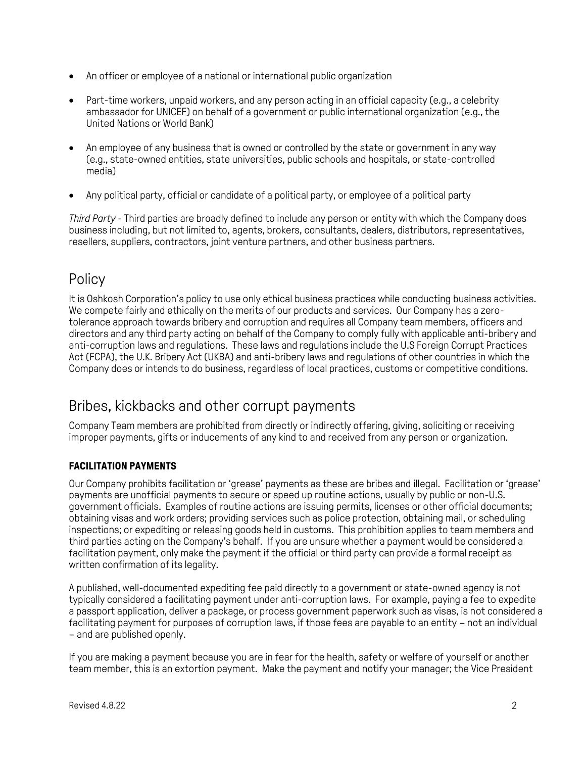- An officer or employee of a national or international public organization
- Part-time workers, unpaid workers, and any person acting in an official capacity (e.g., a celebrity ambassador for UNICEF) on behalf of a government or public international organization (e.g., the United Nations or World Bank)
- An employee of any business that is owned or controlled by the state or government in any way (e.g., state-owned entities, state universities, public schools and hospitals, or state-controlled media)
- Any political party, official or candidate of a political party, or employee of a political party

*Third Party* - Third parties are broadly defined to include any person or entity with which the Company does business including, but not limited to, agents, brokers, consultants, dealers, distributors, representatives, resellers, suppliers, contractors, joint venture partners, and other business partners.

# Policy

It is Oshkosh Corporation's policy to use only ethical business practices while conducting business activities. We compete fairly and ethically on the merits of our products and services. Our Company has a zero-tolerance approach towards bribery and corruption and requires all Company team members, officers and directors and any third party acting on behalf of the Company to comply fully with applicable anti-bribery and anti-corruption laws and regulations. These laws and regulations include the U.S Foreign Corrupt Practices Act (FCPA), the U.K. Bribery Act (UKBA) and anti-bribery laws and regulations of other countries in which the Company does or intends to do business, regardless of local practices, customs or competitive conditions.

# Bribes, kickbacks and other corrupt payments

Company Team members are prohibited from directly or indirectly offering, giving, soliciting or receiving improper payments, gifts or inducements of any kind to and received from any person or organization.

### FACILITATION PAYMENTS

Our Company prohibits facilitation or 'grease' payments as these are bribes and illegal. Facilitation or 'grease' payments are unofficial payments to secure or speed up routine actions, usually by public or non-U.S. government officials. Examples of routine actions are issuing permits, licenses or other official documents; obtaining visas and work orders; providing services such as police protection, obtaining mail, or scheduling inspections; or expediting or releasing goods held in customs. This prohibition applies to team members and third parties acting on the Company's behalf. If you are unsure whether a payment would be considered a facilitation payment, only make the payment if the official or third party can provide a formal receipt as written confirmation of its legality.

A published, well-documented expediting fee paid directly to a government or state-owned agency is not typically considered a facilitating payment under anti-corruption laws. For example, paying a fee to expedite a passport application, deliver a package, or process government paperwork such as visas, is not considered a facilitating payment for purposes of corruption laws, if those fees are payable to an entity – not an individual – and are published openly.

If you are making a payment because you are in fear for the health, safety or welfare of yourself or another team member, this is an extortion payment. Make the payment and notify your manager; the Vice President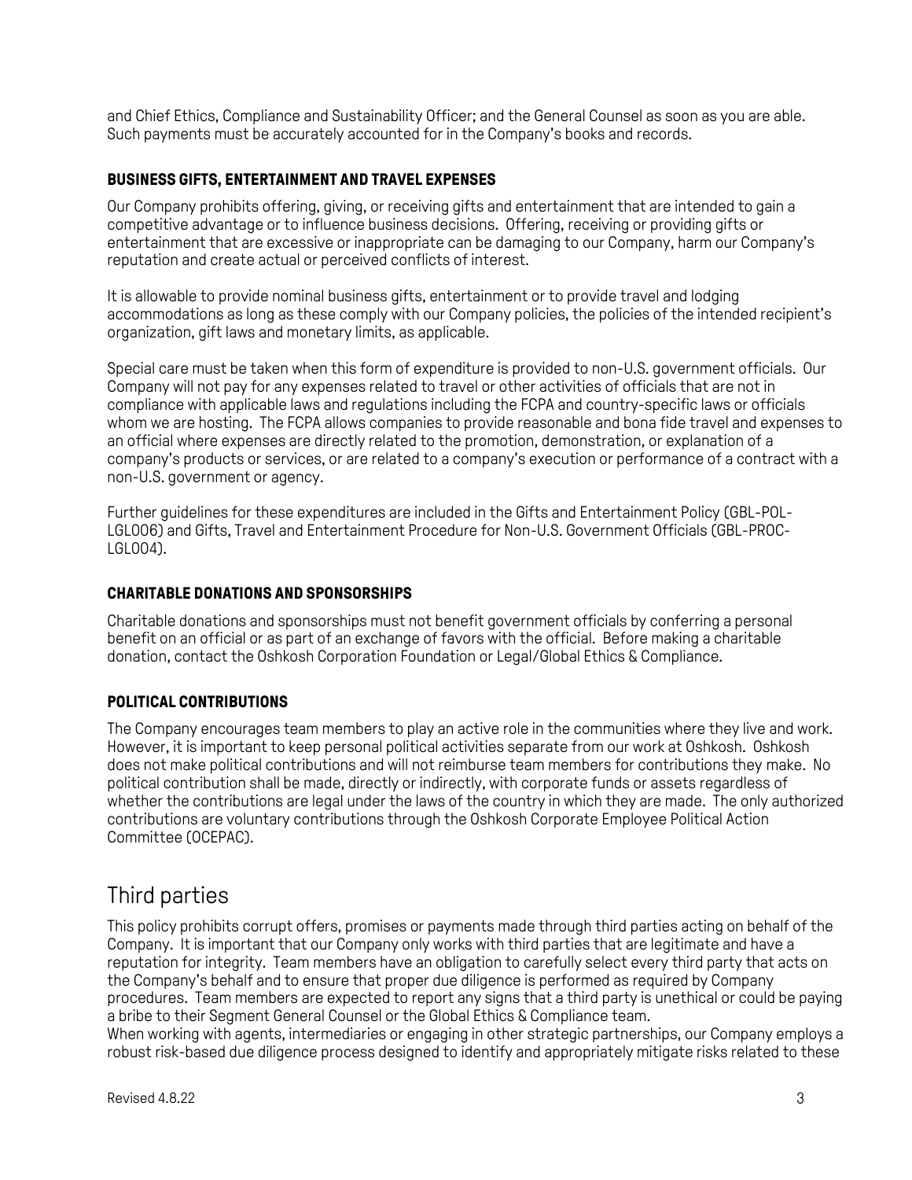and Chief Ethics, Compliance and Sustainability Officer; and the General Counsel as soon as you are able. Such payments must be accurately accounted for in the Company's books and records.

### BUSINESS GIFTS, ENTERTAINMENT AND TRAVEL EXPENSES

Our Company prohibits offering, giving, or receiving gifts and entertainment that are intended to gain a competitive advantage or to influence business decisions. Offering, receiving or providing gifts or entertainment that are excessive or inappropriate can be damaging to our Company, harm our Company's reputation and create actual or perceived conflicts of interest.

It is allowable to provide nominal business gifts, entertainment or to provide travel and lodging accommodations as long as these comply with our Company policies, the policies of the intended recipient's organization, gift laws and monetary limits, as applicable.

Special care must be taken when this form of expenditure is provided to non-U.S. government officials. Our Company will not pay for any expenses related to travel or other activities of officials that are not in compliance with applicable laws and regulations including the FCPA and country-specific laws or officials whom we are hosting. The FCPA allows companies to provide reasonable and bona fide travel and expenses to an official where expenses are directly related to the promotion, demonstration, or explanation of a company's products or services, or are related to a company's execution or performance of a contract with a non-U.S. government or agency.

Further guidelines for these expenditures are included in the Gifts and Entertainment Policy (GBL-POL-LGL006) and Gifts, Travel and Entertainment Procedure for Non-U.S. Government Officials (GBL-PROC-LGL004).

### CHARITABLE DONATIONS AND SPONSORSHIPS

Charitable donations and sponsorships must not benefit government officials by conferring a personal benefit on an official or as part of an exchange of favors with the official. Before making a charitable donation, contact the Oshkosh Corporation Foundation or Legal/Global Ethics & Compliance.

### POLITICAL CONTRIBUTIONS

The Company encourages team members to play an active role in the communities where they live and work. However, it is important to keep personal political activities separate from our work at Oshkosh. Oshkosh does not make political contributions and will not reimburse team members for contributions they make. No political contribution shall be made, directly or indirectly, with corporate funds or assets regardless of whether the contributions are legal under the laws of the country in which they are made. The only authorized contributions are voluntary contributions through the Oshkosh Corporate Employee Political Action Committee (OCEPAC).

## Third parties

This policy prohibits corrupt offers, promises or payments made through third parties acting on behalf of the Company. It is important that our Company only works with third parties that are legitimate and have a reputation for integrity. Team members have an obligation to carefully select every third party that acts on the Company's behalf and to ensure that proper due diligence is performed as required by Company procedures. Team members are expected to report any signs that a third party is unethical or could be paying a bribe to their Segment General Counsel or the Global Ethics & Compliance team.

When working with agents, intermediaries or engaging in other strategic partnerships, our Company employs a robust risk-based due diligence process designed to identify and appropriately mitigate risks related to these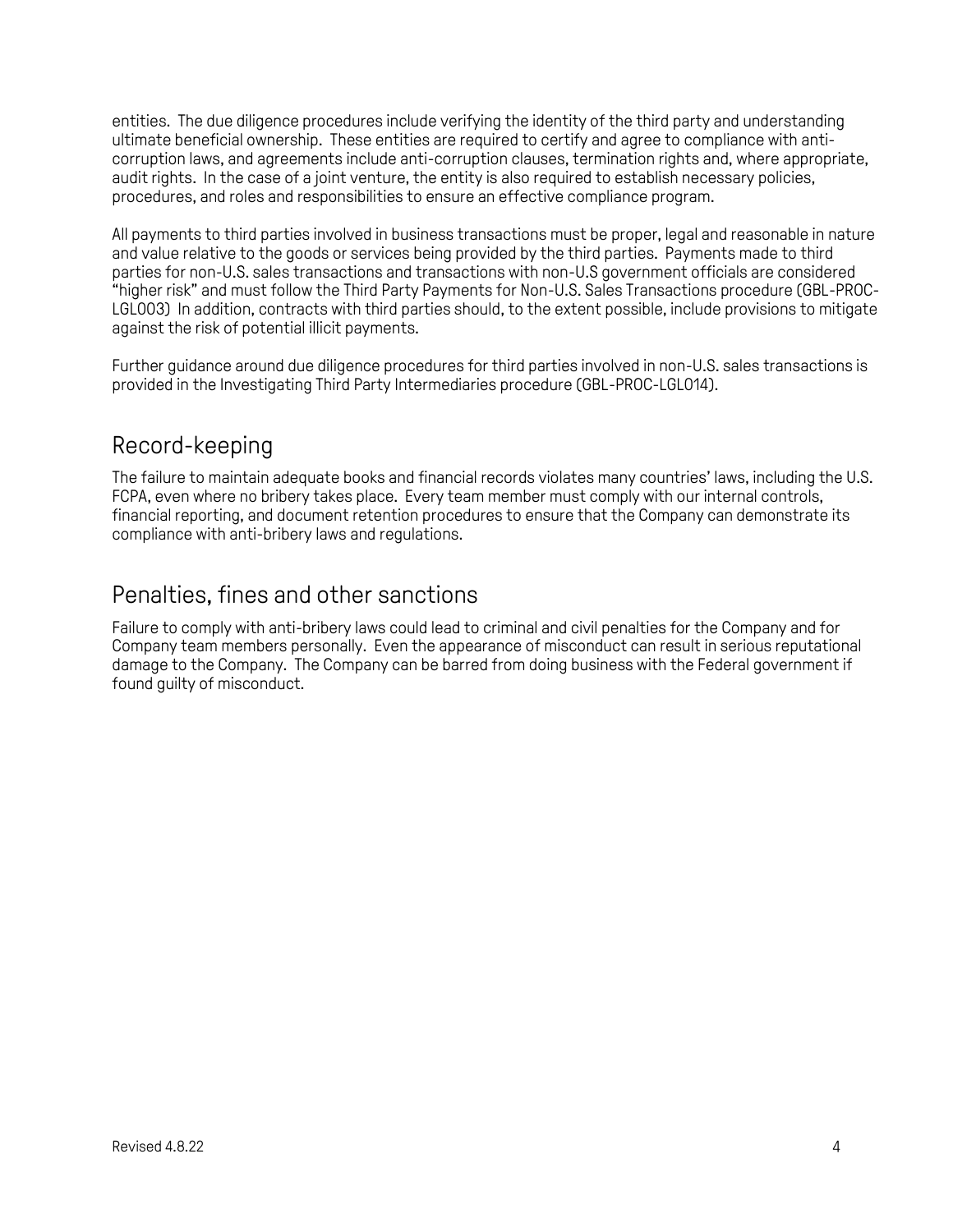entities. The due diligence procedures include verifying the identity of the third party and understanding ultimate beneficial ownership. These entities are required to certify and agree to compliance with anti-corruption laws, and agreements include anti-corruption clauses, termination rights and, where appropriate, audit rights. In the case of a joint venture, the entity is also required to establish necessary policies, procedures, and roles and responsibilities to ensure an effective compliance program.

All payments to third parties involved in business transactions must be proper, legal and reasonable in nature and value relative to the goods or services being provided by the third parties. Payments made to third parties for non-U.S. sales transactions and transactions with non-U.S government officials are considered "higher risk" and must follow the Third Party Payments for Non-U.S. Sales Transactions procedure (GBL-PROC-LGL003) In addition, contracts with third parties should, to the extent possible, include provisions to mitigate against the risk of potential illicit payments.

Further guidance around due diligence procedures for third parties involved in non-U.S. sales transactions is provided in the Investigating Third Party Intermediaries procedure (GBL-PROC-LGL014).

## Record-keeping

The failure to maintain adequate books and financial records violates many countries' laws, including the U.S. FCPA, even where no bribery takes place. Every team member must comply with our internal controls, financial reporting, and document retention procedures to ensure that the Company can demonstrate its compliance with anti-bribery laws and regulations.

## Penalties, fines and other sanctions

Failure to comply with anti-bribery laws could lead to criminal and civil penalties for the Company and for Company team members personally. Even the appearance of misconduct can result in serious reputational damage to the Company. The Company can be barred from doing business with the Federal government if found guilty of misconduct.